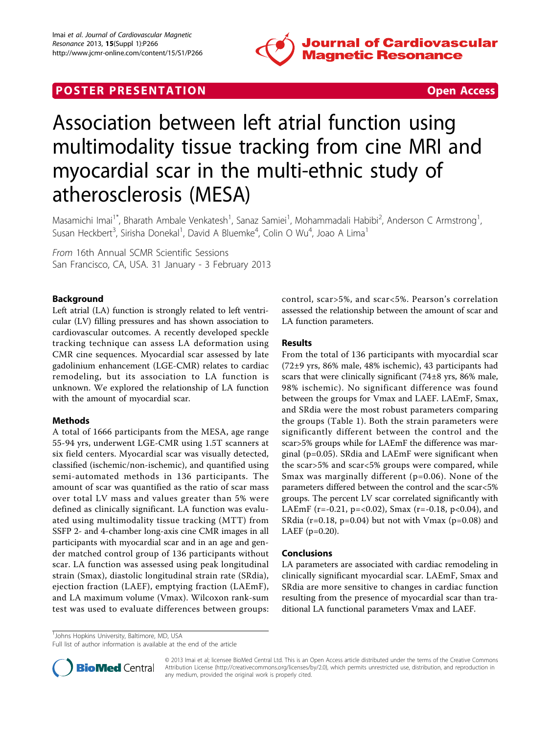POSTER PRESENTATION Open Access

# Association between left atrial function using multimodality tissue tracking from cine MRI and myocardial scar in the multi-ethnic study of atherosclerosis (MESA)

Masamichi Imai[1*], Bharath Ambale Venkatesh[1], Sanaz Samiei[1], Mohammadali Habibi[2], Anderson C Armstrong[1], Susan Heckbert[3], Sirisha Donekal[1], David A Bluemke[4], Colin O Wu[4], Joao A Lima[1]

*From* 16th Annual SCMR Scientific Sessions
San Francisco, CA, USA. 31 January - 3 February 2013

## Background

Left atrial (LA) function is strongly related to left ventricular (LV) filling pressures and has shown association to cardiovascular outcomes. A recently developed speckle tracking technique can assess LA deformation using CMR cine sequences. Myocardial scar assessed by late gadolinium enhancement (LGE-CMR) relates to cardiac remodeling, but its association to LA function is unknown. We explored the relationship of LA function with the amount of myocardial scar.

## Methods

A total of 1666 participants from the MESA, age range 55-94 yrs, underwent LGE-CMR using 1.5T scanners at six field centers. Myocardial scar was visually detected, classified (ischemic/non-ischemic), and quantified using semi-automated methods in 136 participants. The amount of scar was quantified as the ratio of scar mass over total LV mass and values greater than 5% were defined as clinically significant. LA function was evaluated using multimodality tissue tracking (MTT) from SSFP 2- and 4-chamber long-axis cine CMR images in all participants with myocardial scar and in an age and gender matched control group of 136 participants without scar. LA function was assessed using peak longitudinal strain (Smax), diastolic longitudinal strain rate (SRdia), ejection fraction (LAEF), emptying fraction (LAEmF), and LA maximum volume (Vmax). Wilcoxon rank-sum test was used to evaluate differences between groups: control, scar>5%, and scar<5%. Pearson's correlation assessed the relationship between the amount of scar and LA function parameters.

## Results

From the total of 136 participants with myocardial scar (72±9 yrs, 86% male, 48% ischemic), 43 participants had scars that were clinically significant (74±8 yrs, 86% male, 98% ischemic). No significant difference was found between the groups for Vmax and LAEF. LAEmF, Smax, and SRdia were the most robust parameters comparing the groups (Table 1). Both the strain parameters were significantly different between the control and the scar>5% groups while for LAEmF the difference was marginal ($p=0.05$). SRdia and LAEmF were significant when the scar>5% and scar<5% groups were compared, while Smax was marginally different ($p=0.06$). None of the parameters differed between the control and the scar<5% groups. The percent LV scar correlated significantly with LAEmF ($r=-0.21$, $p=<0.02$), Smax ($r=-0.18$, $p<0.04$), and SRdia ($r=0.18$, $p=0.04$) but not with Vmax ($p=0.08$) and LAEF ($p=0.20$).

## Conclusions

LA parameters are associated with cardiac remodeling in clinically significant myocardial scar. LAEmF, Smax and SRdia are more sensitive to changes in cardiac function resulting from the presence of myocardial scar than traditional LA functional parameters Vmax and LAEF.

[1]Johns Hopkins University, Baltimore, MD, USA
Full list of author information is available at the end of the article

© 2013 Imai et al; licensee BioMed Central Ltd. This is an Open Access article distributed under the terms of the Creative Commons Attribution License (http://creativecommons.org/licenses/by/2.0), which permits unrestricted use, distribution, and reproduction in any medium, provided the original work is properly cited.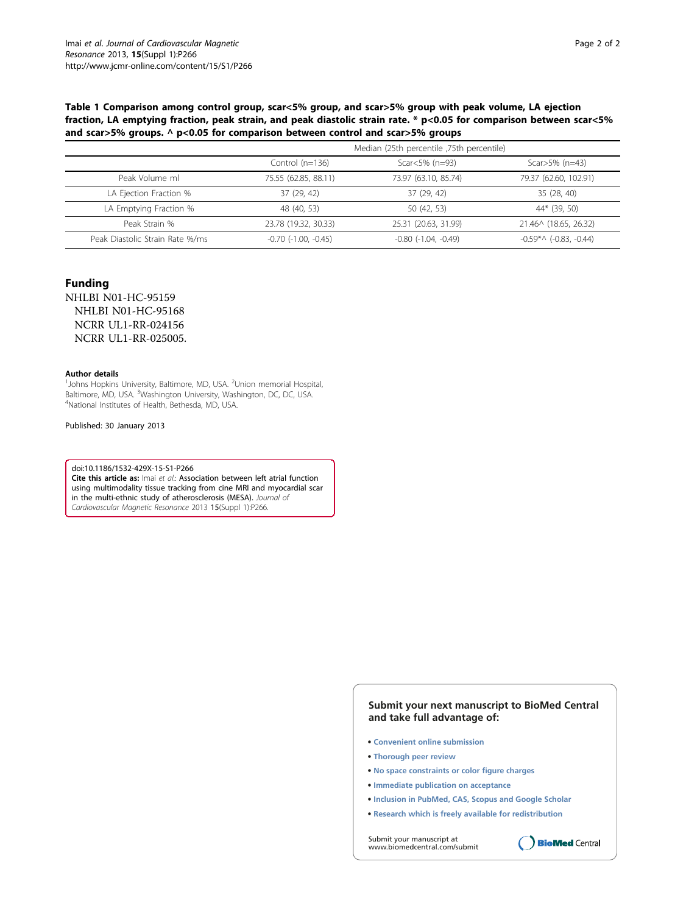**Table 1 Comparison among control group, scar<5% group, and scar>5% group with peak volume, LA ejection fraction, LA emptying fraction, peak strain, and peak diastolic strain rate. * p<0.05 for comparison between scar<5% and scar>5% groups. ^ p<0.05 for comparison between control and scar>5% groups**

| | Median (25th percentile ,75th percentile) | | |
|---|---|---|---|
| | Control (n=136) | Scar<5% (n=93) | Scar>5% (n=43) |
| Peak Volume ml | 75.55 (62.85, 88.11) | 73.97 (63.10, 85.74) | 79.37 (62.60, 102.91) |
| LA Ejection Fraction % | 37 (29, 42) | 37 (29, 42) | 35 (28, 40) |
| LA Emptying Fraction % | 48 (40, 53) | 50 (42, 53) | 44* (39, 50) |
| Peak Strain % | 23.78 (19.32, 30.33) | 25.31 (20.63, 31.99) | 21.46^ (18.65, 26.32) |
| Peak Diastolic Strain Rate %/ms | -0.70 (-1.00, -0.45) | -0.80 (-1.04, -0.49) | -0.59*^ (-0.83, -0.44) |

## Funding

NHLBI N01-HC-95159
NHLBI N01-HC-95168
NCRR UL1-RR-024156
NCRR UL1-RR-025005.

### Author details

[1]Johns Hopkins University, Baltimore, MD, USA. [2]Union memorial Hospital, Baltimore, MD, USA. [3]Washington University, Washington, DC, DC, USA. [4]National Institutes of Health, Bethesda, MD, USA.

Published: 30 January 2013

doi:10.1186/1532-429X-15-S1-P266
**Cite this article as:** Imai *et al.*: Association between left atrial function using multimodality tissue tracking from cine MRI and myocardial scar in the multi-ethnic study of atherosclerosis (MESA). *Journal of Cardiovascular Magnetic Resonance* 2013 **15**(Suppl 1):P266.

**Submit your next manuscript to BioMed Central and take full advantage of:**

- Convenient online submission
- Thorough peer review
- No space constraints or color figure charges
- Immediate publication on acceptance
- Inclusion in PubMed, CAS, Scopus and Google Scholar
- Research which is freely available for redistribution

Submit your manuscript at
www.biomedcentral.com/submit

BioMed Central